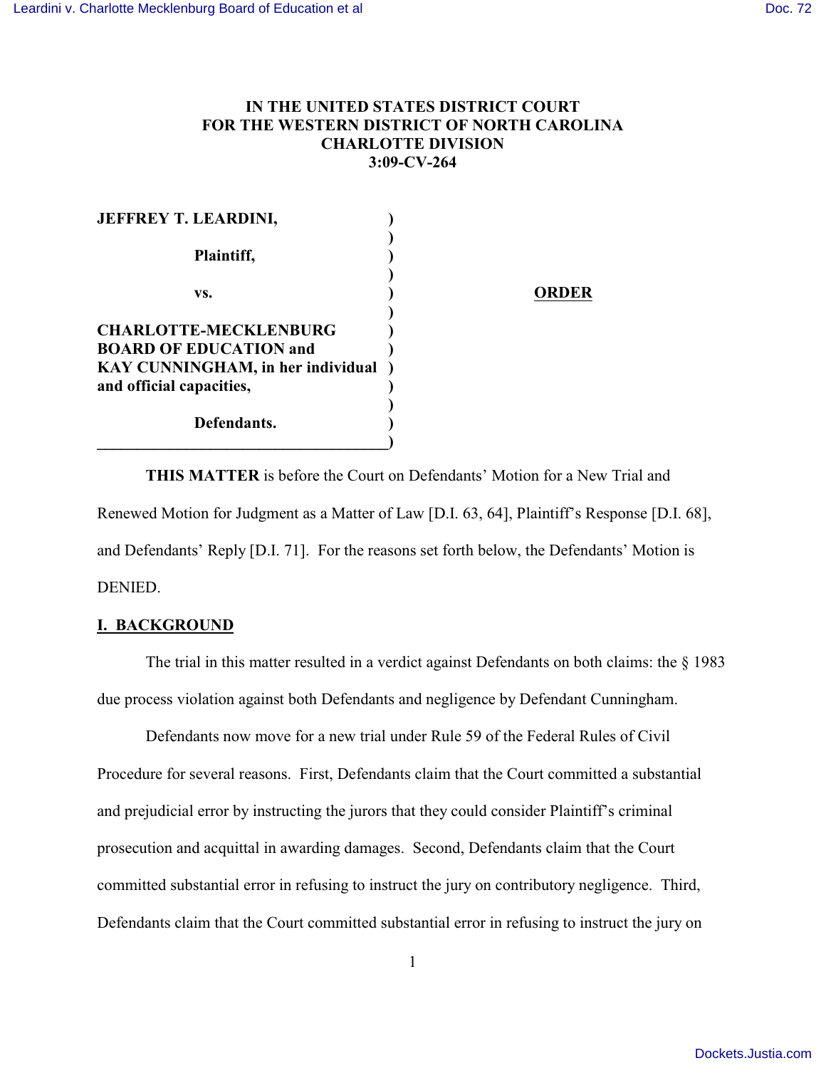**IN THE UNITED STATES DISTRICT COURT**
**FOR THE WESTERN DISTRICT OF NORTH CAROLINA**
**CHARLOTTE DIVISION**
**3:09-CV-264**

| | | |
|---|---|---|
| **JEFFREY T. LEARDINI,** | ) | |
| | ) | |
| **Plaintiff,** | ) | |
| | ) | |
| **vs.** | ) | **ORDER** |
| | ) | |
| **CHARLOTTE-MECKLENBURG BOARD OF EDUCATION and KAY CUNNINGHAM, in her individual and official capacities,** | ) | |
| | ) | |
| **Defendants.** | ) | |

**THIS MATTER** is before the Court on Defendants' Motion for a New Trial and Renewed Motion for Judgment as a Matter of Law [D.I. 63, 64], Plaintiff's Response [D.I. 68], and Defendants' Reply [D.I. 71]. For the reasons set forth below, the Defendants' Motion is DENIED.

## I. BACKGROUND

The trial in this matter resulted in a verdict against Defendants on both claims: the § 1983 due process violation against both Defendants and negligence by Defendant Cunningham.

Defendants now move for a new trial under Rule 59 of the Federal Rules of Civil Procedure for several reasons. First, Defendants claim that the Court committed a substantial and prejudicial error by instructing the jurors that they could consider Plaintiff's criminal prosecution and acquittal in awarding damages. Second, Defendants claim that the Court committed substantial error in refusing to instruct the jury on contributory negligence. Third, Defendants claim that the Court committed substantial error in refusing to instruct the jury on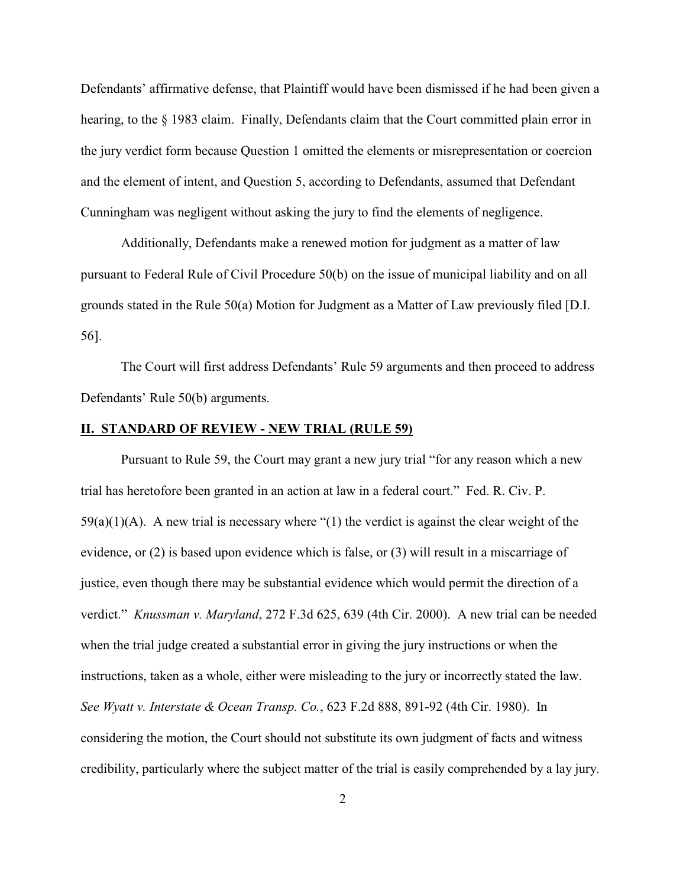Defendants' affirmative defense, that Plaintiff would have been dismissed if he had been given a hearing, to the § 1983 claim. Finally, Defendants claim that the Court committed plain error in the jury verdict form because Question 1 omitted the elements or misrepresentation or coercion and the element of intent, and Question 5, according to Defendants, assumed that Defendant Cunningham was negligent without asking the jury to find the elements of negligence.

Additionally, Defendants make a renewed motion for judgment as a matter of law pursuant to Federal Rule of Civil Procedure 50(b) on the issue of municipal liability and on all grounds stated in the Rule 50(a) Motion for Judgment as a Matter of Law previously filed [D.I. 56].

The Court will first address Defendants' Rule 59 arguments and then proceed to address Defendants' Rule 50(b) arguments.

## II. STANDARD OF REVIEW - NEW TRIAL (RULE 59)

Pursuant to Rule 59, the Court may grant a new jury trial "for any reason which a new trial has heretofore been granted in an action at law in a federal court." Fed. R. Civ. P. 59(a)(1)(A). A new trial is necessary where "(1) the verdict is against the clear weight of the evidence, or (2) is based upon evidence which is false, or (3) will result in a miscarriage of justice, even though there may be substantial evidence which would permit the direction of a verdict." *Knussman v. Maryland*, 272 F.3d 625, 639 (4th Cir. 2000). A new trial can be needed when the trial judge created a substantial error in giving the jury instructions or when the instructions, taken as a whole, either were misleading to the jury or incorrectly stated the law. *See Wyatt v. Interstate & Ocean Transp. Co.*, 623 F.2d 888, 891-92 (4th Cir. 1980). In considering the motion, the Court should not substitute its own judgment of facts and witness credibility, particularly where the subject matter of the trial is easily comprehended by a lay jury.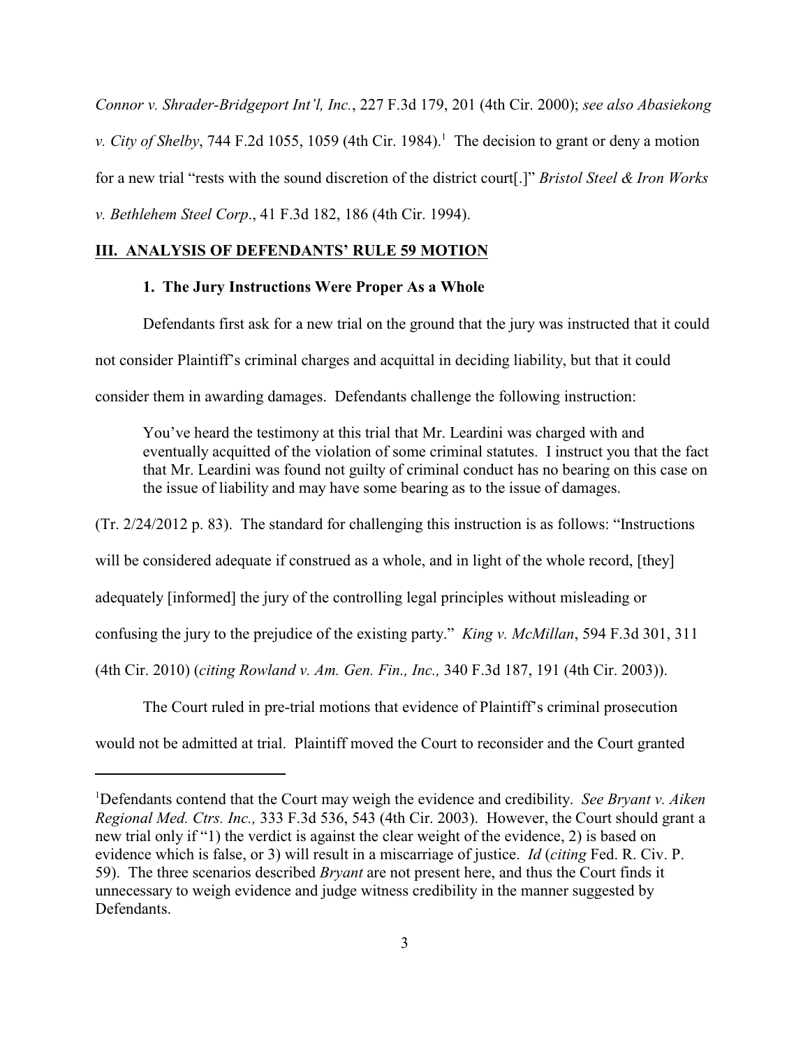*Connor v. Shrader-Bridgeport Int'l, Inc.*, 227 F.3d 179, 201 (4th Cir. 2000); *see also Abasiekong v. City of Shelby*, 744 F.2d 1055, 1059 (4th Cir. 1984).[1] The decision to grant or deny a motion for a new trial "rests with the sound discretion of the district court[.]" *Bristol Steel & Iron Works v. Bethlehem Steel Corp*., 41 F.3d 182, 186 (4th Cir. 1994).

## III. ANALYSIS OF DEFENDANTS' RULE 59 MOTION

### 1. The Jury Instructions Were Proper As a Whole

Defendants first ask for a new trial on the ground that the jury was instructed that it could not consider Plaintiff's criminal charges and acquittal in deciding liability, but that it could consider them in awarding damages. Defendants challenge the following instruction:

> You've heard the testimony at this trial that Mr. Leardini was charged with and eventually acquitted of the violation of some criminal statutes. I instruct you that the fact that Mr. Leardini was found not guilty of criminal conduct has no bearing on this case on the issue of liability and may have some bearing as to the issue of damages.

(Tr. 2/24/2012 p. 83). The standard for challenging this instruction is as follows: "Instructions will be considered adequate if construed as a whole, and in light of the whole record, [they] adequately [informed] the jury of the controlling legal principles without misleading or confusing the jury to the prejudice of the existing party." *King v. McMillan*, 594 F.3d 301, 311 (4th Cir. 2010) (*citing Rowland v. Am. Gen. Fin., Inc.,* 340 F.3d 187, 191 (4th Cir. 2003)).

The Court ruled in pre-trial motions that evidence of Plaintiff's criminal prosecution would not be admitted at trial. Plaintiff moved the Court to reconsider and the Court granted

---

[1]Defendants contend that the Court may weigh the evidence and credibility. *See Bryant v. Aiken Regional Med. Ctrs. Inc.,* 333 F.3d 536, 543 (4th Cir. 2003). However, the Court should grant a new trial only if "1) the verdict is against the clear weight of the evidence, 2) is based on evidence which is false, or 3) will result in a miscarriage of justice. *Id* (*citing* Fed. R. Civ. P. 59). The three scenarios described *Bryant* are not present here, and thus the Court finds it unnecessary to weigh evidence and judge witness credibility in the manner suggested by Defendants.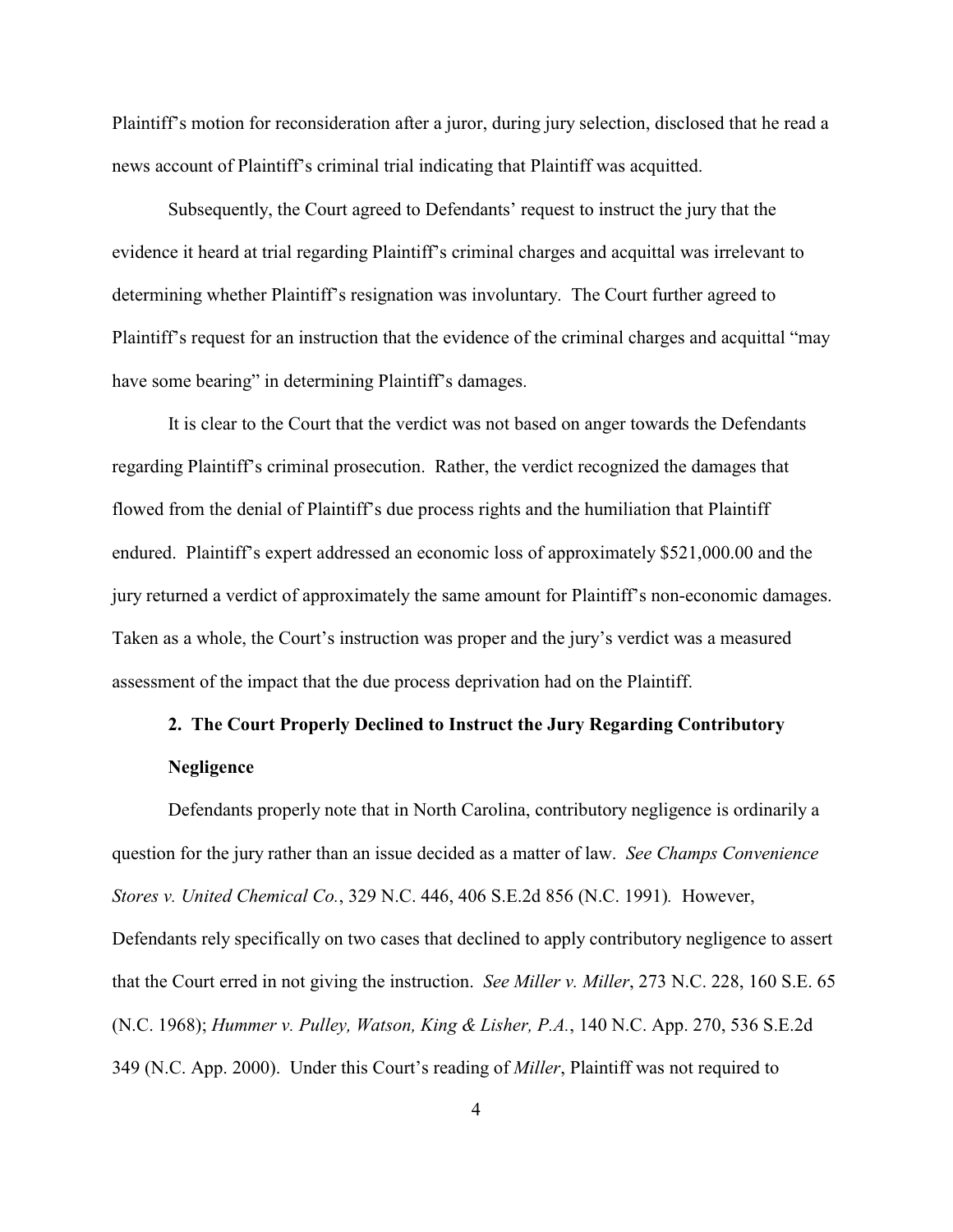Plaintiff's motion for reconsideration after a juror, during jury selection, disclosed that he read a news account of Plaintiff's criminal trial indicating that Plaintiff was acquitted.

Subsequently, the Court agreed to Defendants' request to instruct the jury that the evidence it heard at trial regarding Plaintiff's criminal charges and acquittal was irrelevant to determining whether Plaintiff's resignation was involuntary. The Court further agreed to Plaintiff's request for an instruction that the evidence of the criminal charges and acquittal "may have some bearing" in determining Plaintiff's damages.

It is clear to the Court that the verdict was not based on anger towards the Defendants regarding Plaintiff's criminal prosecution. Rather, the verdict recognized the damages that flowed from the denial of Plaintiff's due process rights and the humiliation that Plaintiff endured. Plaintiff's expert addressed an economic loss of approximately $521,000.00 and the jury returned a verdict of approximately the same amount for Plaintiff's non-economic damages. Taken as a whole, the Court's instruction was proper and the jury's verdict was a measured assessment of the impact that the due process deprivation had on the Plaintiff.

**2. The Court Properly Declined to Instruct the Jury Regarding Contributory Negligence**

Defendants properly note that in North Carolina, contributory negligence is ordinarily a question for the jury rather than an issue decided as a matter of law. *See Champs Convenience Stores v. United Chemical Co.*, 329 N.C. 446, 406 S.E.2d 856 (N.C. 1991). However, Defendants rely specifically on two cases that declined to apply contributory negligence to assert that the Court erred in not giving the instruction. *See Miller v. Miller*, 273 N.C. 228, 160 S.E. 65 (N.C. 1968); *Hummer v. Pulley, Watson, King & Lisher, P.A.*, 140 N.C. App. 270, 536 S.E.2d 349 (N.C. App. 2000). Under this Court's reading of *Miller*, Plaintiff was not required to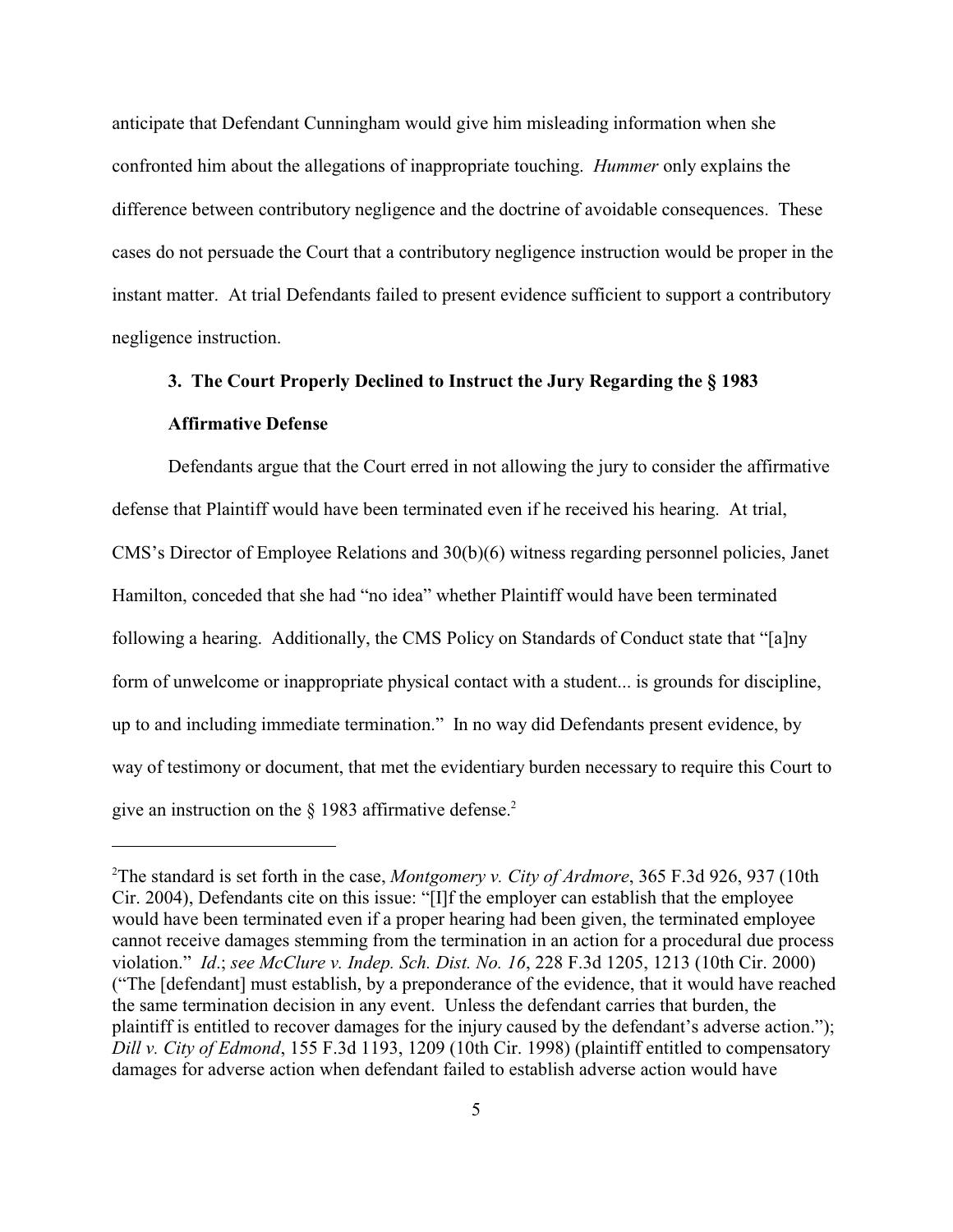anticipate that Defendant Cunningham would give him misleading information when she confronted him about the allegations of inappropriate touching. *Hummer* only explains the difference between contributory negligence and the doctrine of avoidable consequences. These cases do not persuade the Court that a contributory negligence instruction would be proper in the instant matter. At trial Defendants failed to present evidence sufficient to support a contributory negligence instruction.

### 3. The Court Properly Declined to Instruct the Jury Regarding the § 1983 Affirmative Defense

Defendants argue that the Court erred in not allowing the jury to consider the affirmative defense that Plaintiff would have been terminated even if he received his hearing. At trial, CMS's Director of Employee Relations and 30(b)(6) witness regarding personnel policies, Janet Hamilton, conceded that she had "no idea" whether Plaintiff would have been terminated following a hearing. Additionally, the CMS Policy on Standards of Conduct state that "[a]ny form of unwelcome or inappropriate physical contact with a student... is grounds for discipline, up to and including immediate termination." In no way did Defendants present evidence, by way of testimony or document, that met the evidentiary burden necessary to require this Court to give an instruction on the § 1983 affirmative defense.[2]

---

[2]The standard is set forth in the case, *Montgomery v. City of Ardmore*, 365 F.3d 926, 937 (10th Cir. 2004), Defendants cite on this issue: "[I]f the employer can establish that the employee would have been terminated even if a proper hearing had been given, the terminated employee cannot receive damages stemming from the termination in an action for a procedural due process violation." *Id*.; *see McClure v. Indep. Sch. Dist. No. 16*, 228 F.3d 1205, 1213 (10th Cir. 2000) ("The [defendant] must establish, by a preponderance of the evidence, that it would have reached the same termination decision in any event. Unless the defendant carries that burden, the plaintiff is entitled to recover damages for the injury caused by the defendant's adverse action."); *Dill v. City of Edmond*, 155 F.3d 1193, 1209 (10th Cir. 1998) (plaintiff entitled to compensatory damages for adverse action when defendant failed to establish adverse action would have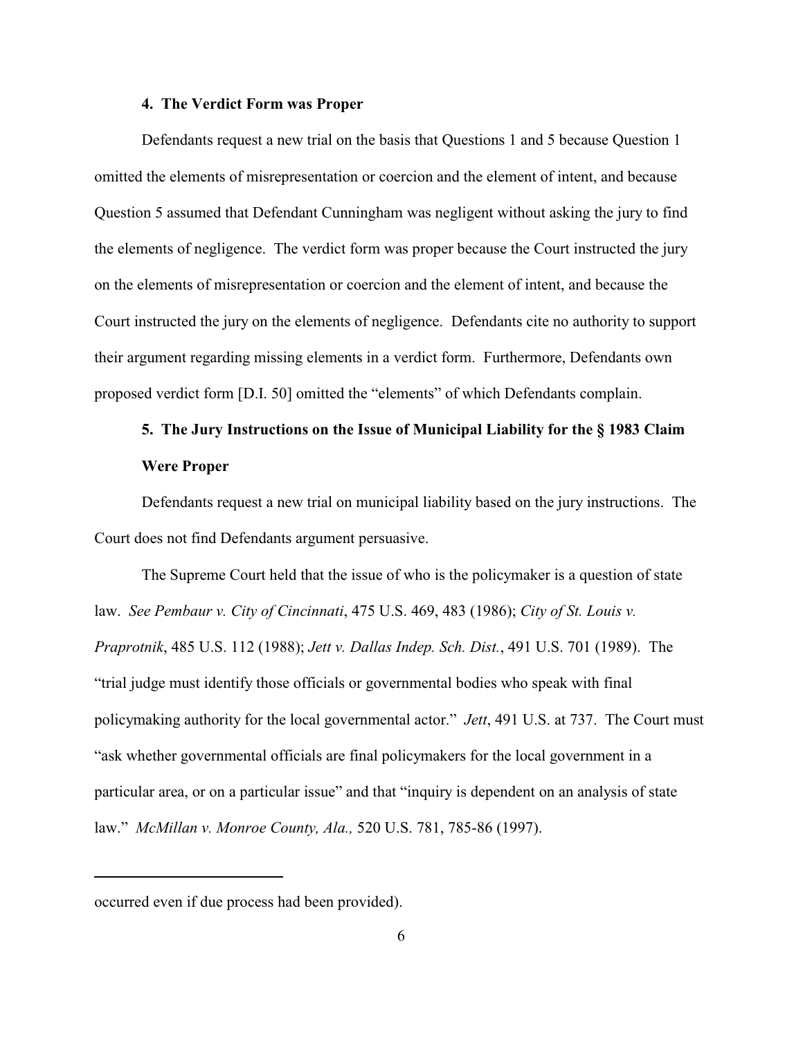### 4. The Verdict Form was Proper

Defendants request a new trial on the basis that Questions 1 and 5 because Question 1 omitted the elements of misrepresentation or coercion and the element of intent, and because Question 5 assumed that Defendant Cunningham was negligent without asking the jury to find the elements of negligence. The verdict form was proper because the Court instructed the jury on the elements of misrepresentation or coercion and the element of intent, and because the Court instructed the jury on the elements of negligence. Defendants cite no authority to support their argument regarding missing elements in a verdict form. Furthermore, Defendants own proposed verdict form [D.I. 50] omitted the "elements" of which Defendants complain.

### 5. The Jury Instructions on the Issue of Municipal Liability for the § 1983 Claim Were Proper

Defendants request a new trial on municipal liability based on the jury instructions. The Court does not find Defendants argument persuasive.

The Supreme Court held that the issue of who is the policymaker is a question of state law. *See Pembaur v. City of Cincinnati*, 475 U.S. 469, 483 (1986); *City of St. Louis v. Praprotnik*, 485 U.S. 112 (1988); *Jett v. Dallas Indep. Sch. Dist.*, 491 U.S. 701 (1989). The "trial judge must identify those officials or governmental bodies who speak with final policymaking authority for the local governmental actor." *Jett*, 491 U.S. at 737. The Court must "ask whether governmental officials are final policymakers for the local government in a particular area, or on a particular issue" and that "inquiry is dependent on an analysis of state law." *McMillan v. Monroe County, Ala.,* 520 U.S. 781, 785-86 (1997).

---

occurred even if due process had been provided).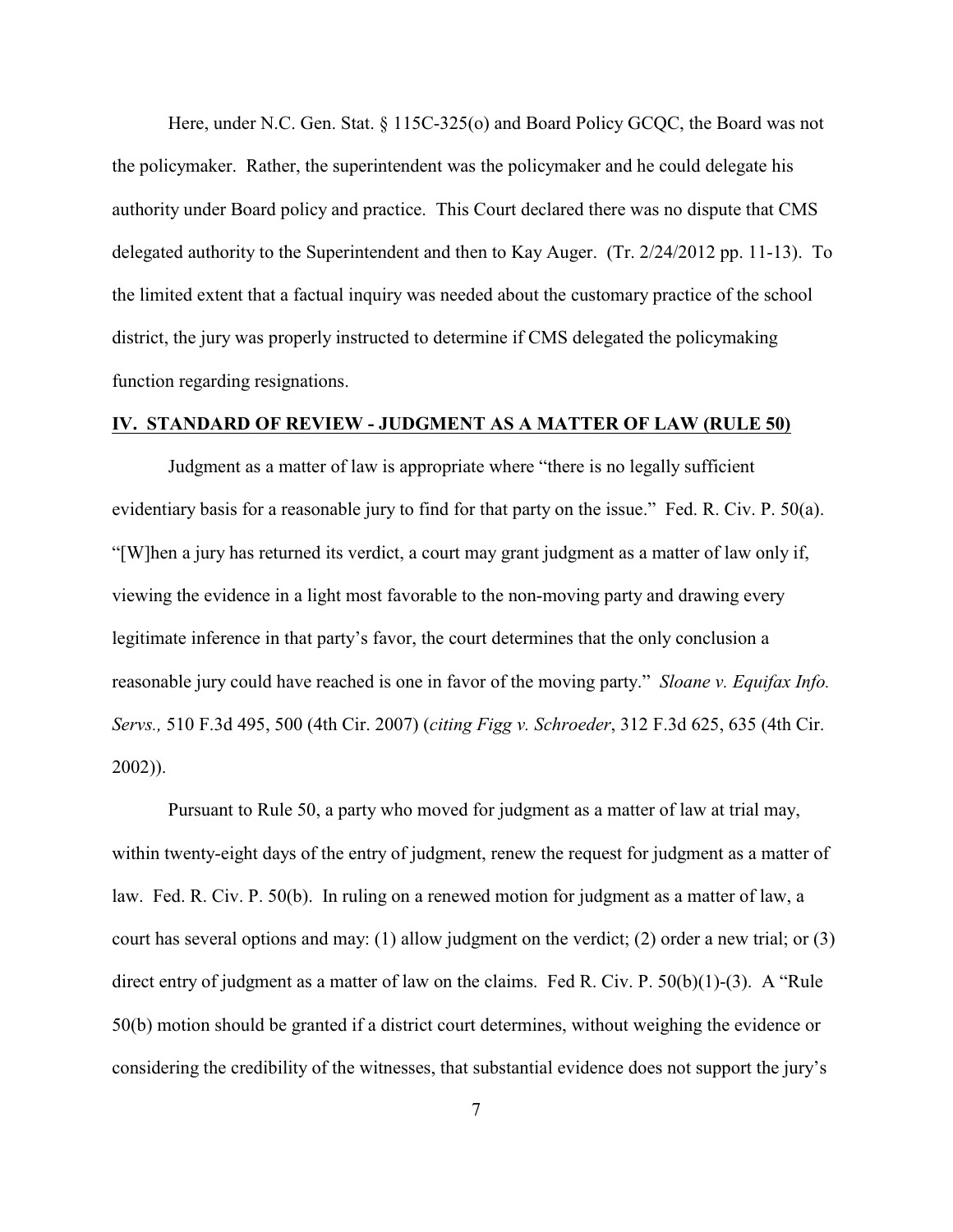Here, under N.C. Gen. Stat. § 115C-325(o) and Board Policy GCQC, the Board was not the policymaker. Rather, the superintendent was the policymaker and he could delegate his authority under Board policy and practice. This Court declared there was no dispute that CMS delegated authority to the Superintendent and then to Kay Auger. (Tr. 2/24/2012 pp. 11-13). To the limited extent that a factual inquiry was needed about the customary practice of the school district, the jury was properly instructed to determine if CMS delegated the policymaking function regarding resignations.

## **IV. STANDARD OF REVIEW - JUDGMENT AS A MATTER OF LAW (RULE 50)**

Judgment as a matter of law is appropriate where "there is no legally sufficient evidentiary basis for a reasonable jury to find for that party on the issue." Fed. R. Civ. P. 50(a). "[W]hen a jury has returned its verdict, a court may grant judgment as a matter of law only if, viewing the evidence in a light most favorable to the non-moving party and drawing every legitimate inference in that party's favor, the court determines that the only conclusion a reasonable jury could have reached is one in favor of the moving party." *Sloane v. Equifax Info. Servs.,* 510 F.3d 495, 500 (4th Cir. 2007) (*citing Figg v. Schroeder*, 312 F.3d 625, 635 (4th Cir. 2002)).

Pursuant to Rule 50, a party who moved for judgment as a matter of law at trial may, within twenty-eight days of the entry of judgment, renew the request for judgment as a matter of law. Fed. R. Civ. P. 50(b). In ruling on a renewed motion for judgment as a matter of law, a court has several options and may: (1) allow judgment on the verdict; (2) order a new trial; or (3) direct entry of judgment as a matter of law on the claims. Fed R. Civ. P. 50(b)(1)-(3). A "Rule 50(b) motion should be granted if a district court determines, without weighing the evidence or considering the credibility of the witnesses, that substantial evidence does not support the jury's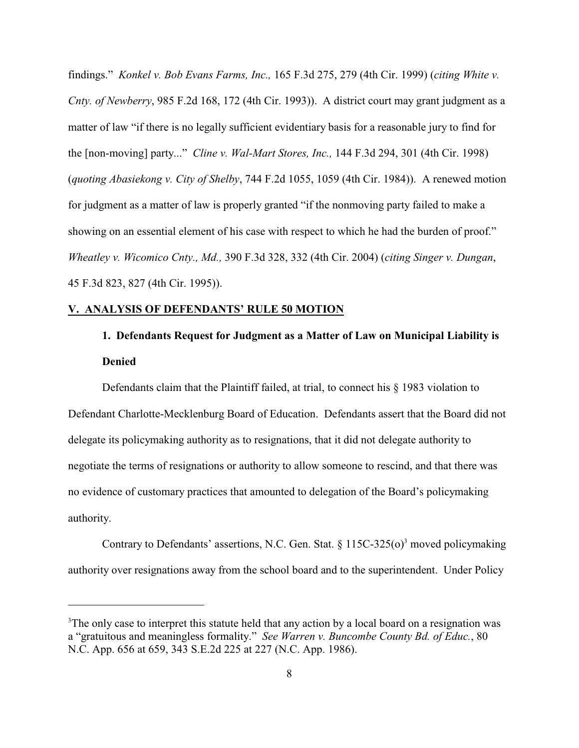findings." *Konkel v. Bob Evans Farms, Inc.,* 165 F.3d 275, 279 (4th Cir. 1999) (*citing White v. Cnty. of Newberry*, 985 F.2d 168, 172 (4th Cir. 1993)). A district court may grant judgment as a matter of law "if there is no legally sufficient evidentiary basis for a reasonable jury to find for the [non-moving] party..." *Cline v. Wal-Mart Stores, Inc.,* 144 F.3d 294, 301 (4th Cir. 1998) (*quoting Abasiekong v. City of Shelby*, 744 F.2d 1055, 1059 (4th Cir. 1984)). A renewed motion for judgment as a matter of law is properly granted "if the nonmoving party failed to make a showing on an essential element of his case with respect to which he had the burden of proof." *Wheatley v. Wicomico Cnty., Md.,* 390 F.3d 328, 332 (4th Cir. 2004) (*citing Singer v. Dungan*, 45 F.3d 823, 827 (4th Cir. 1995)).

## V. ANALYSIS OF DEFENDANTS' RULE 50 MOTION

### 1. Defendants Request for Judgment as a Matter of Law on Municipal Liability is Denied

Defendants claim that the Plaintiff failed, at trial, to connect his § 1983 violation to Defendant Charlotte-Mecklenburg Board of Education. Defendants assert that the Board did not delegate its policymaking authority as to resignations, that it did not delegate authority to negotiate the terms of resignations or authority to allow someone to rescind, and that there was no evidence of customary practices that amounted to delegation of the Board's policymaking authority.

Contrary to Defendants' assertions, N.C. Gen. Stat. § 115C-325(o)[3] moved policymaking authority over resignations away from the school board and to the superintendent. Under Policy

---

[3]The only case to interpret this statute held that any action by a local board on a resignation was a "gratuitous and meaningless formality." *See Warren v. Buncombe County Bd. of Educ.*, 80 N.C. App. 656 at 659, 343 S.E.2d 225 at 227 (N.C. App. 1986).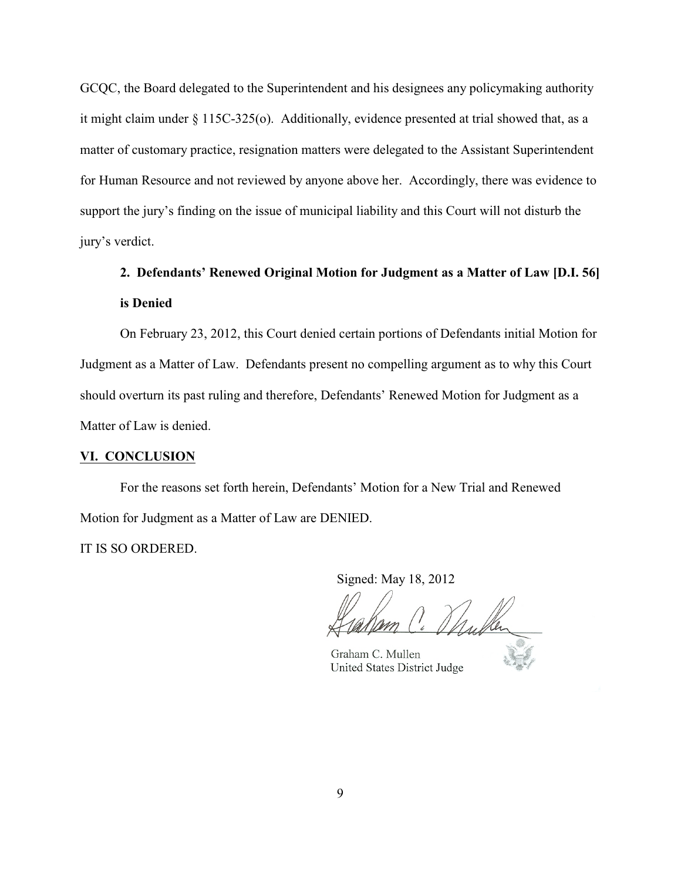GCQC, the Board delegated to the Superintendent and his designees any policymaking authority it might claim under § 115C-325(o). Additionally, evidence presented at trial showed that, as a matter of customary practice, resignation matters were delegated to the Assistant Superintendent for Human Resource and not reviewed by anyone above her. Accordingly, there was evidence to support the jury's finding on the issue of municipal liability and this Court will not disturb the jury's verdict.

**2. Defendants' Renewed Original Motion for Judgment as a Matter of Law [D.I. 56] is Denied**

On February 23, 2012, this Court denied certain portions of Defendants initial Motion for Judgment as a Matter of Law. Defendants present no compelling argument as to why this Court should overturn its past ruling and therefore, Defendants' Renewed Motion for Judgment as a Matter of Law is denied.

## VI. CONCLUSION

For the reasons set forth herein, Defendants' Motion for a New Trial and Renewed Motion for Judgment as a Matter of Law are DENIED.

IT IS SO ORDERED.

Signed: May 18, 2012

Graham C. Mullen
United States District Judge